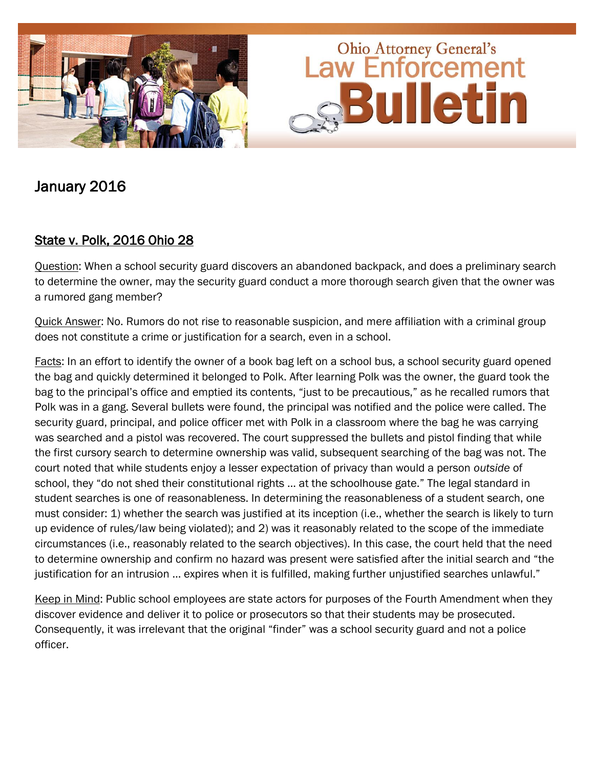# Ohio Attorney General's Law Enforcement Bulletin

## January 2016

### State v. Polk, 2016 Ohio 28

Question: When a school security guard discovers an abandoned backpack, and does a preliminary search to determine the owner, may the security guard conduct a more thorough search given that the owner was a rumored gang member?

Quick Answer: No. Rumors do not rise to reasonable suspicion, and mere affiliation with a criminal group does not constitute a crime or justification for a search, even in a school.

Facts: In an effort to identify the owner of a book bag left on a school bus, a school security guard opened the bag and quickly determined it belonged to Polk. After learning Polk was the owner, the guard took the bag to the principal's office and emptied its contents, "just to be precautious," as he recalled rumors that Polk was in a gang. Several bullets were found, the principal was notified and the police were called. The security guard, principal, and police officer met with Polk in a classroom where the bag he was carrying was searched and a pistol was recovered. The court suppressed the bullets and pistol finding that while the first cursory search to determine ownership was valid, subsequent searching of the bag was not. The court noted that while students enjoy a lesser expectation of privacy than would a person *outside* of school, they "do not shed their constitutional rights … at the schoolhouse gate." The legal standard in student searches is one of reasonableness. In determining the reasonableness of a student search, one must consider: 1) whether the search was justified at its inception (i.e., whether the search is likely to turn up evidence of rules/law being violated); and 2) was it reasonably related to the scope of the immediate circumstances (i.e., reasonably related to the search objectives). In this case, the court held that the need to determine ownership and confirm no hazard was present were satisfied after the initial search and "the justification for an intrusion … expires when it is fulfilled, making further unjustified searches unlawful."

Keep in Mind: Public school employees are state actors for purposes of the Fourth Amendment when they discover evidence and deliver it to police or prosecutors so that their students may be prosecuted. Consequently, it was irrelevant that the original "finder" was a school security guard and not a police officer.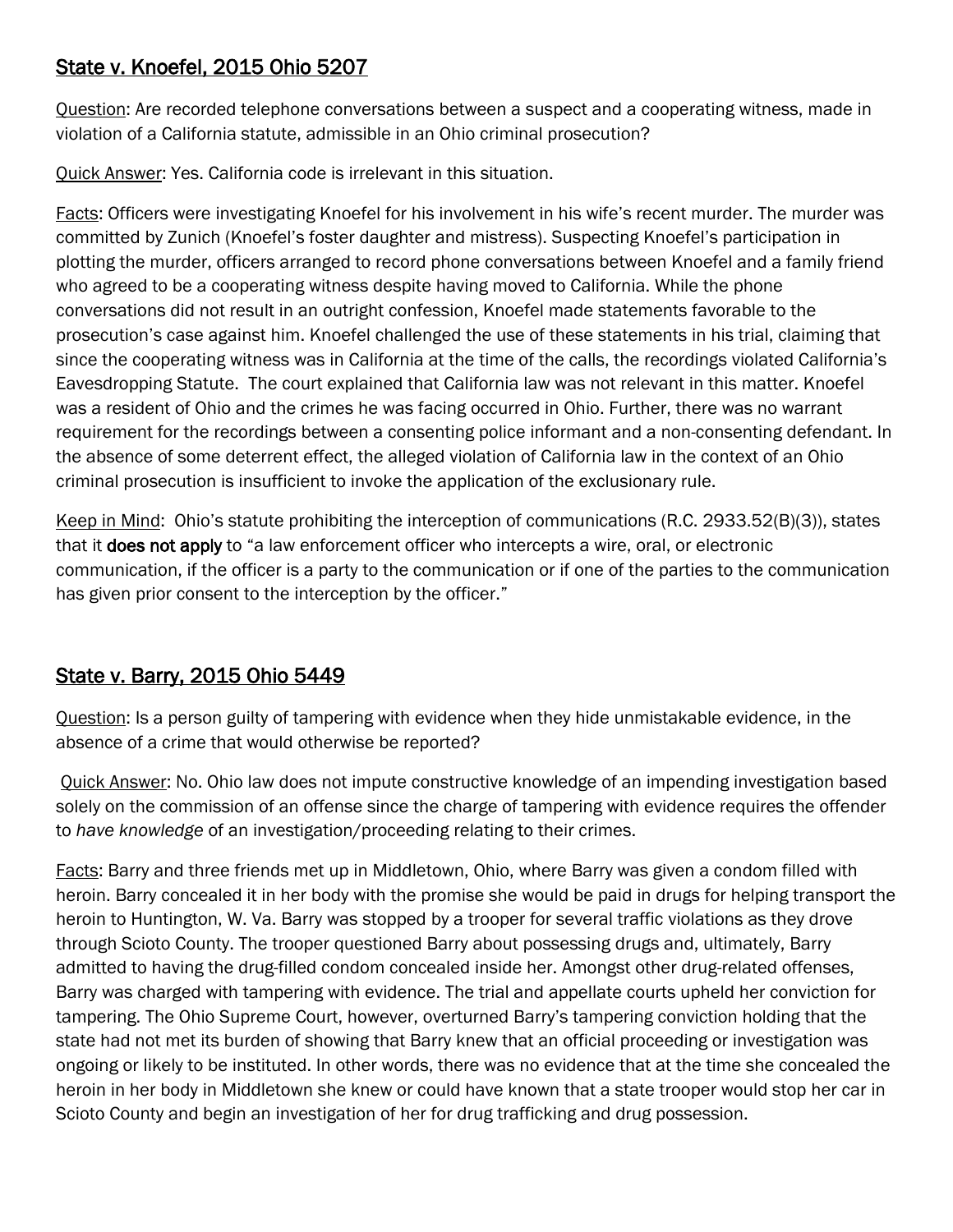## <u>State v. Knoefel, 2015 Ohio 5207</u>

<u>Question</u>: Are recorded telephone conversations between a suspect and a cooperating witness, made in violation of a California statute, admissible in an Ohio criminal prosecution?

<u>Quick Answer</u>: Yes. California code is irrelevant in this situation.

<u>Facts</u>: Officers were investigating Knoefel for his involvement in his wife's recent murder. The murder was committed by Zunich (Knoefel's foster daughter and mistress). Suspecting Knoefel's participation in plotting the murder, officers arranged to record phone conversations between Knoefel and a family friend who agreed to be a cooperating witness despite having moved to California. While the phone conversations did not result in an outright confession, Knoefel made statements favorable to the prosecution's case against him. Knoefel challenged the use of these statements in his trial, claiming that since the cooperating witness was in California at the time of the calls, the recordings violated California's Eavesdropping Statute. The court explained that California law was not relevant in this matter. Knoefel was a resident of Ohio and the crimes he was facing occurred in Ohio. Further, there was no warrant requirement for the recordings between a consenting police informant and a non-consenting defendant. In the absence of some deterrent effect, the alleged violation of California law in the context of an Ohio criminal prosecution is insufficient to invoke the application of the exclusionary rule.

<u>Keep in Mind</u>: Ohio's statute prohibiting the interception of communications (R.C. 2933.52(B)(3)), states that it **does not apply** to "a law enforcement officer who intercepts a wire, oral, or electronic communication, if the officer is a party to the communication or if one of the parties to the communication has given prior consent to the interception by the officer."

## <u>State v. Barry, 2015 Ohio 5449</u>

<u>Question</u>: Is a person guilty of tampering with evidence when they hide unmistakable evidence, in the absence of a crime that would otherwise be reported?

<u>Quick Answer</u>: No. Ohio law does not impute constructive knowledge of an impending investigation based solely on the commission of an offense since the charge of tampering with evidence requires the offender to *have knowledge* of an investigation/proceeding relating to their crimes.

<u>Facts</u>: Barry and three friends met up in Middletown, Ohio, where Barry was given a condom filled with heroin. Barry concealed it in her body with the promise she would be paid in drugs for helping transport the heroin to Huntington, W. Va. Barry was stopped by a trooper for several traffic violations as they drove through Scioto County. The trooper questioned Barry about possessing drugs and, ultimately, Barry admitted to having the drug-filled condom concealed inside her. Amongst other drug-related offenses, Barry was charged with tampering with evidence. The trial and appellate courts upheld her conviction for tampering. The Ohio Supreme Court, however, overturned Barry's tampering conviction holding that the state had not met its burden of showing that Barry knew that an official proceeding or investigation was ongoing or likely to be instituted. In other words, there was no evidence that at the time she concealed the heroin in her body in Middletown she knew or could have known that a state trooper would stop her car in Scioto County and begin an investigation of her for drug trafficking and drug possession.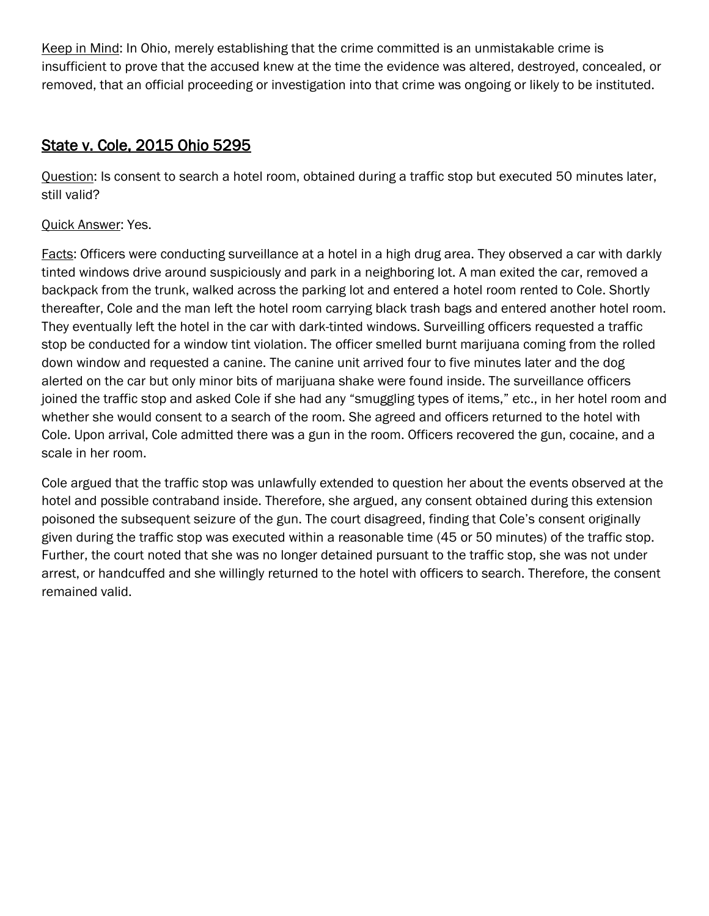Keep in Mind: In Ohio, merely establishing that the crime committed is an unmistakable crime is insufficient to prove that the accused knew at the time the evidence was altered, destroyed, concealed, or removed, that an official proceeding or investigation into that crime was ongoing or likely to be instituted.

## State v. Cole, 2015 Ohio 5295

Question: Is consent to search a hotel room, obtained during a traffic stop but executed 50 minutes later, still valid?

Quick Answer: Yes.

Facts: Officers were conducting surveillance at a hotel in a high drug area. They observed a car with darkly tinted windows drive around suspiciously and park in a neighboring lot. A man exited the car, removed a backpack from the trunk, walked across the parking lot and entered a hotel room rented to Cole. Shortly thereafter, Cole and the man left the hotel room carrying black trash bags and entered another hotel room. They eventually left the hotel in the car with dark-tinted windows. Surveilling officers requested a traffic stop be conducted for a window tint violation. The officer smelled burnt marijuana coming from the rolled down window and requested a canine. The canine unit arrived four to five minutes later and the dog alerted on the car but only minor bits of marijuana shake were found inside. The surveillance officers joined the traffic stop and asked Cole if she had any "smuggling types of items," etc., in her hotel room and whether she would consent to a search of the room. She agreed and officers returned to the hotel with Cole. Upon arrival, Cole admitted there was a gun in the room. Officers recovered the gun, cocaine, and a scale in her room.

Cole argued that the traffic stop was unlawfully extended to question her about the events observed at the hotel and possible contraband inside. Therefore, she argued, any consent obtained during this extension poisoned the subsequent seizure of the gun. The court disagreed, finding that Cole's consent originally given during the traffic stop was executed within a reasonable time (45 or 50 minutes) of the traffic stop. Further, the court noted that she was no longer detained pursuant to the traffic stop, she was not under arrest, or handcuffed and she willingly returned to the hotel with officers to search. Therefore, the consent remained valid.